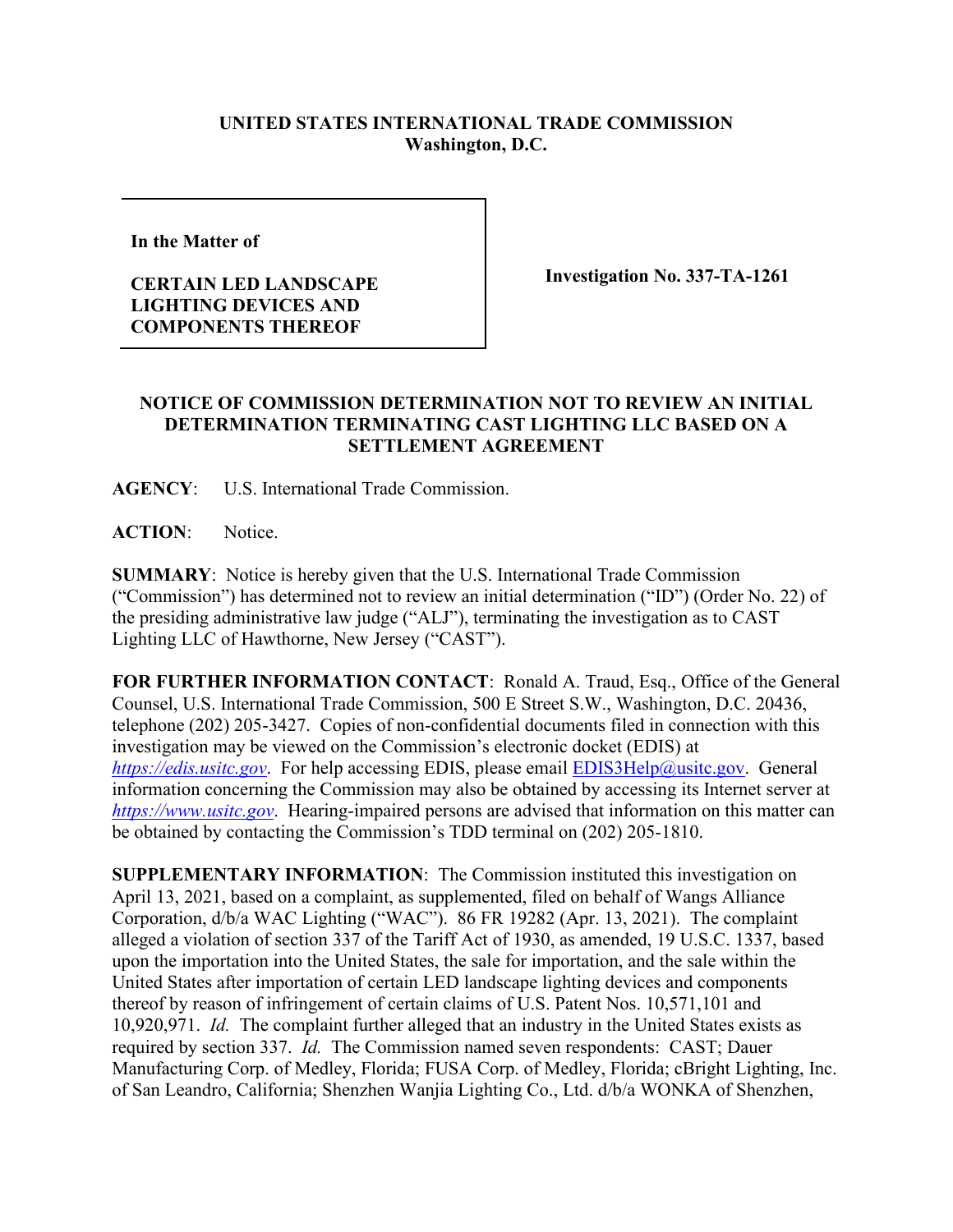**UNITED STATES INTERNATIONAL TRADE COMMISSION**
**Washington, D.C.**

| In the Matter of<br><br>**CERTAIN LED LANDSCAPE LIGHTING DEVICES AND COMPONENTS THEREOF** | **Investigation No. 337-TA-1261** |
|---|---|

**NOTICE OF COMMISSION DETERMINATION NOT TO REVIEW AN INITIAL DETERMINATION TERMINATING CAST LIGHTING LLC BASED ON A SETTLEMENT AGREEMENT**

**AGENCY**: U.S. International Trade Commission.

**ACTION**: Notice.

**SUMMARY**: Notice is hereby given that the U.S. International Trade Commission ("Commission") has determined not to review an initial determination ("ID") (Order No. 22) of the presiding administrative law judge ("ALJ"), terminating the investigation as to CAST Lighting LLC of Hawthorne, New Jersey ("CAST").

**FOR FURTHER INFORMATION CONTACT**: Ronald A. Traud, Esq., Office of the General Counsel, U.S. International Trade Commission, 500 E Street S.W., Washington, D.C. 20436, telephone (202) 205-3427. Copies of non-confidential documents filed in connection with this investigation may be viewed on the Commission's electronic docket (EDIS) at *https://edis.usitc.gov*. For help accessing EDIS, please email EDIS3Help@usitc.gov. General information concerning the Commission may also be obtained by accessing its Internet server at *https://www.usitc.gov*. Hearing-impaired persons are advised that information on this matter can be obtained by contacting the Commission's TDD terminal on (202) 205-1810.

**SUPPLEMENTARY INFORMATION**: The Commission instituted this investigation on April 13, 2021, based on a complaint, as supplemented, filed on behalf of Wangs Alliance Corporation, d/b/a WAC Lighting ("WAC"). 86 FR 19282 (Apr. 13, 2021). The complaint alleged a violation of section 337 of the Tariff Act of 1930, as amended, 19 U.S.C. 1337, based upon the importation into the United States, the sale for importation, and the sale within the United States after importation of certain LED landscape lighting devices and components thereof by reason of infringement of certain claims of U.S. Patent Nos. 10,571,101 and 10,920,971. *Id.* The complaint further alleged that an industry in the United States exists as required by section 337. *Id.* The Commission named seven respondents: CAST; Dauer Manufacturing Corp. of Medley, Florida; FUSA Corp. of Medley, Florida; cBright Lighting, Inc. of San Leandro, California; Shenzhen Wanjia Lighting Co., Ltd. d/b/a WONKA of Shenzhen,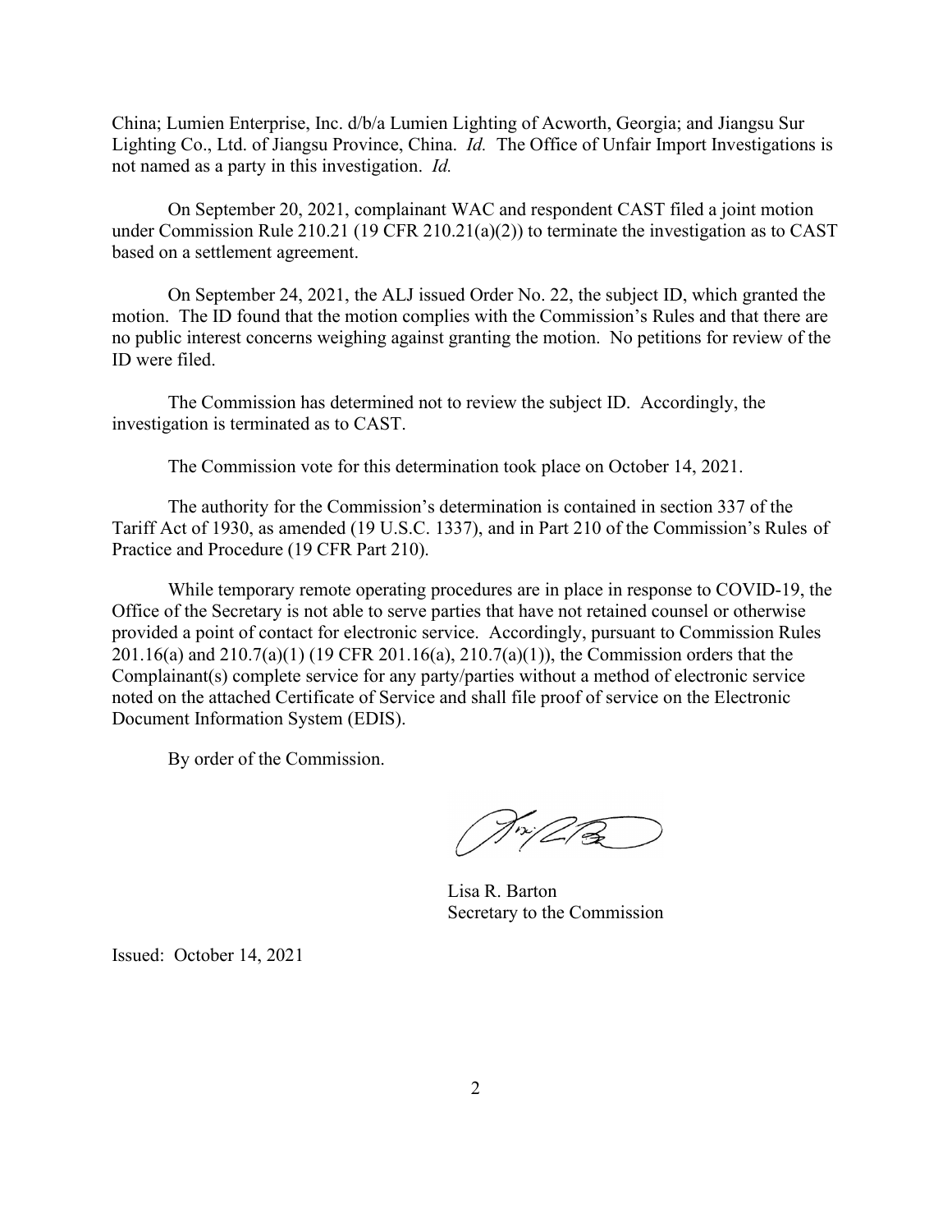China; Lumien Enterprise, Inc. d/b/a Lumien Lighting of Acworth, Georgia; and Jiangsu Sur Lighting Co., Ltd. of Jiangsu Province, China. *Id.* The Office of Unfair Import Investigations is not named as a party in this investigation. *Id.*

On September 20, 2021, complainant WAC and respondent CAST filed a joint motion under Commission Rule 210.21 (19 CFR 210.21(a)(2)) to terminate the investigation as to CAST based on a settlement agreement.

On September 24, 2021, the ALJ issued Order No. 22, the subject ID, which granted the motion. The ID found that the motion complies with the Commission's Rules and that there are no public interest concerns weighing against granting the motion. No petitions for review of the ID were filed.

The Commission has determined not to review the subject ID. Accordingly, the investigation is terminated as to CAST.

The Commission vote for this determination took place on October 14, 2021.

The authority for the Commission's determination is contained in section 337 of the Tariff Act of 1930, as amended (19 U.S.C. 1337), and in Part 210 of the Commission's Rules of Practice and Procedure (19 CFR Part 210).

While temporary remote operating procedures are in place in response to COVID-19, the Office of the Secretary is not able to serve parties that have not retained counsel or otherwise provided a point of contact for electronic service. Accordingly, pursuant to Commission Rules 201.16(a) and 210.7(a)(1) (19 CFR 201.16(a), 210.7(a)(1)), the Commission orders that the Complainant(s) complete service for any party/parties without a method of electronic service noted on the attached Certificate of Service and shall file proof of service on the Electronic Document Information System (EDIS).

By order of the Commission.

Lisa R. Barton
Secretary to the Commission

Issued: October 14, 2021